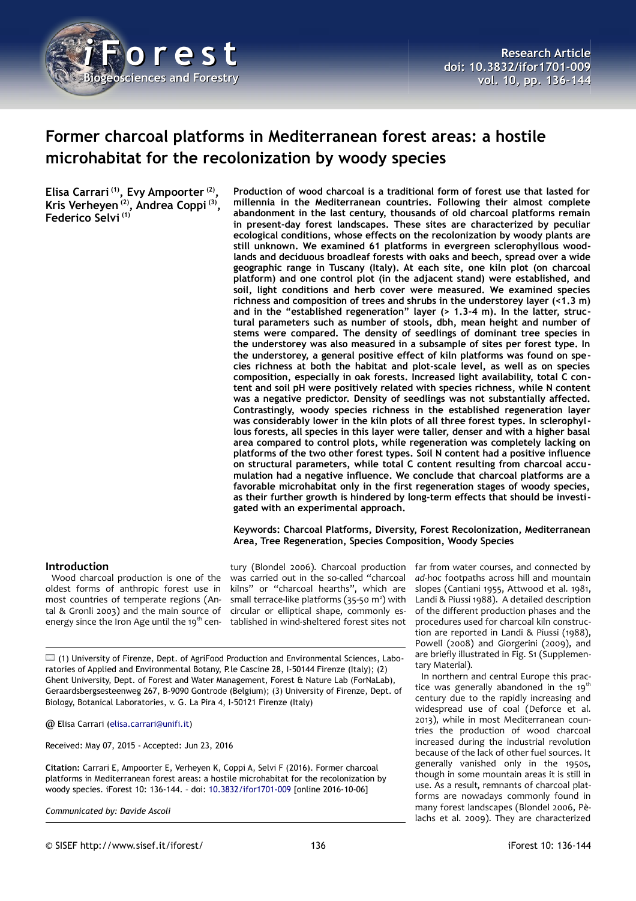# Former charcoal platforms in Mediterranean forest areas: a hostile microhabitat for the recolonization by woody species

**Elisa Carrari [(1)], Evy Ampoorter [(2)], Kris Verheyen [(2)], Andrea Coppi [(3)], Federico Selvi [(1)]**

**Production of wood charcoal is a traditional form of forest use that lasted for millennia in the Mediterranean countries. Following their almost complete abandonment in the last century, thousands of old charcoal platforms remain in present-day forest landscapes. These sites are characterized by peculiar ecological conditions, whose effects on the recolonization by woody plants are still unknown. We examined 61 platforms in evergreen sclerophyllous woodlands and deciduous broadleaf forests with oaks and beech, spread over a wide geographic range in Tuscany (Italy). At each site, one kiln plot (on charcoal platform) and one control plot (in the adjacent stand) were established, and soil, light conditions and herb cover were measured. We examined species richness and composition of trees and shrubs in the understorey layer (<1.3 m) and in the "established regeneration" layer (> 1.3-4 m). In the latter, structural parameters such as number of stools, dbh, mean height and number of stems were compared. The density of seedlings of dominant tree species in the understorey was also measured in a subsample of sites per forest type. In the understorey, a general positive effect of kiln platforms was found on species richness at both the habitat and plot-scale level, as well as on species composition, especially in oak forests. Increased light availability, total C content and soil pH were positively related with species richness, while N content was a negative predictor. Density of seedlings was not substantially affected. Contrastingly, woody species richness in the established regeneration layer was considerably lower in the kiln plots of all three forest types. In sclerophyllous forests, all species in this layer were taller, denser and with a higher basal area compared to control plots, while regeneration was completely lacking on platforms of the two other forest types. Soil N content had a positive influence on structural parameters, while total C content resulting from charcoal accumulation had a negative influence. We conclude that charcoal platforms are a favorable microhabitat only in the first regeneration stages of woody species, as their further growth is hindered by long-term effects that should be investigated with an experimental approach.**

**Keywords: Charcoal Platforms, Diversity, Forest Recolonization, Mediterranean Area, Tree Regeneration, Species Composition, Woody Species**

## Introduction

Wood charcoal production is one of the oldest forms of anthropic forest use in most countries of temperate regions (Antal & Gronli 2003) and the main source of energy since the Iron Age until the 19th century (Blondel 2006). Charcoal production was carried out in the so-called "charcoal kilns" or "charcoal hearths", which are small terrace-like platforms (35-50 m$^2$) with circular or elliptical shape, commonly established in wind-sheltered forest sites not far from water courses, and connected by *ad-hoc* footpaths across hill and mountain slopes (Cantiani 1955, Attwood et al. 1981, Landi & Piussi 1988). A detailed description of the different production phases and the procedures used for charcoal kiln construction are reported in Landi & Piussi (1988), Powell (2008) and Giorgerini (2009), and are briefly illustrated in Fig. S1 (Supplementary Material).

In northern and central Europe this practice was generally abandoned in the 19th century due to the rapidly increasing and widespread use of coal (Deforce et al. 2013), while in most Mediterranean countries the production of wood charcoal increased during the industrial revolution because of the lack of other fuel sources. It generally vanished only in the 1950s, though in some mountain areas it is still in use. As a result, remnants of charcoal platforms are nowadays commonly found in many forest landscapes (Blondel 2006, Pèlachs et al. 2009). They are characterized

(1) University of Firenze, Dept. of AgriFood Production and Environmental Sciences, Laboratories of Applied and Environmental Botany, P.le Cascine 28, I-50144 Firenze (Italy); (2) Ghent University, Dept. of Forest and Water Management, Forest & Nature Lab (ForNaLab), Geraardsbergsesteenweg 267, B-9090 Gontrode (Belgium); (3) University of Firenze, Dept. of Biology, Botanical Laboratories, v. G. La Pira 4, I-50121 Firenze (Italy)

@ Elisa Carrari (elisa.carrari@unifi.it)

Received: May 07, 2015 - Accepted: Jun 23, 2016

**Citation:** Carrari E, Ampoorter E, Verheyen K, Coppi A, Selvi F (2016). Former charcoal platforms in Mediterranean forest areas: a hostile microhabitat for the recolonization by woody species. iForest 10: 136-144. - doi: 10.3832/ifor1701-009 [online 2016-10-06]

*Communicated by: Davide Ascoli*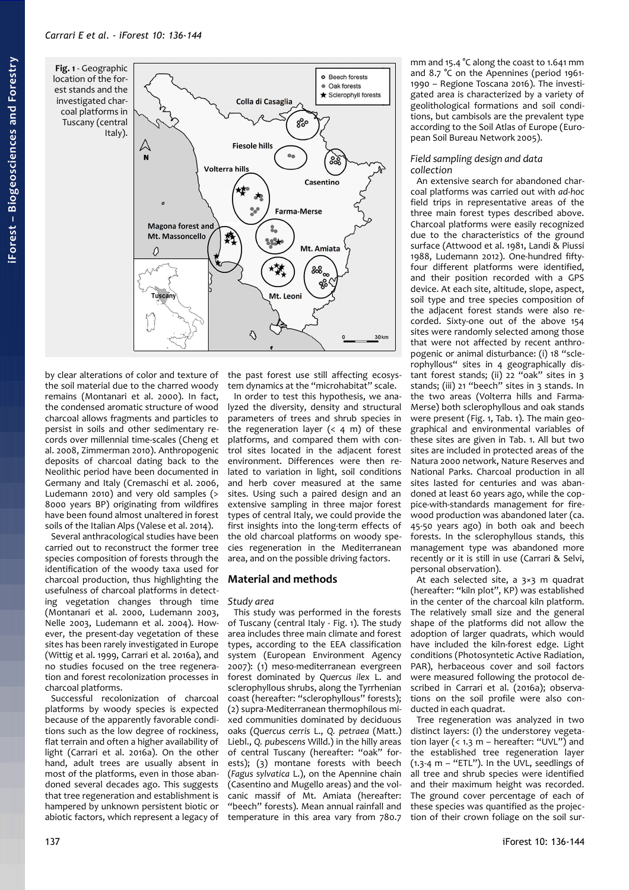**Fig. 1** - Geographic location of the forest stands and the investigated charcoal platforms in Tuscany (central Italy).

by clear alterations of color and texture of the soil material due to the charred woody remains (Montanari et al. 2000). In fact, the condensed aromatic structure of wood charcoal allows fragments and particles to persist in soils and other sedimentary records over millennial time-scales (Cheng et al. 2008, Zimmerman 2010). Anthropogenic deposits of charcoal dating back to the Neolithic period have been documented in Germany and Italy (Cremaschi et al. 2006, Ludemann 2010) and very old samples (> 8000 years BP) originating from wildfires have been found almost unaltered in forest soils of the Italian Alps (Valese et al. 2014).

Several anthracological studies have been carried out to reconstruct the former tree species composition of forests through the identification of the woody taxa used for charcoal production, thus highlighting the usefulness of charcoal platforms in detecting vegetation changes through time (Montanari et al. 2000, Ludemann 2003, Nelle 2003, Ludemann et al. 2004). However, the present-day vegetation of these sites has been rarely investigated in Europe (Wittig et al. 1999, Carrari et al. 2016a), and no studies focused on the tree regeneration and forest recolonization processes in charcoal platforms.

Successful recolonization of charcoal platforms by woody species is expected because of the apparently favorable conditions such as the low degree of rockiness, flat terrain and often a higher availability of light (Carrari et al. 2016a). On the other hand, adult trees are usually absent in most of the platforms, even in those abandoned several decades ago. This suggests that tree regeneration and establishment is hampered by unknown persistent biotic or abiotic factors, which represent a legacy of the past forest use still affecting ecosystem dynamics at the "microhabitat" scale.

In order to test this hypothesis, we analyzed the diversity, density and structural parameters of trees and shrub species in the regeneration layer (< 4 m) of these platforms, and compared them with control sites located in the adjacent forest environment. Differences were then related to variation in light, soil conditions and herb cover measured at the same sites. Using such a paired design and an extensive sampling in three major forest types of central Italy, we could provide the first insights into the long-term effects of the old charcoal platforms on woody species regeneration in the Mediterranean area, and on the possible driving factors.

## Material and methods

### Study area

This study was performed in the forests of Tuscany (central Italy - Fig. 1). The study area includes three main climate and forest types, according to the EEA classification system (European Environment Agency 2007): (1) meso-mediterranean evergreen forest dominated by *Quercus ilex* L. and sclerophyllous shrubs, along the Tyrrhenian coast (hereafter: "sclerophyllous" forests); (2) supra-Mediterranean thermophilous mixed communities dominated by deciduous oaks (*Quercus cerris* L., *Q. petraea* (Matt.) Liebl., *Q. pubescens* Willd.) in the hilly areas of central Tuscany (hereafter: "oak" forests); (3) montane forests with beech (*Fagus sylvatica* L.), on the Apennine chain (Casentino and Mugello areas) and the volcanic massif of Mt. Amiata (hereafter: "beech" forests). Mean annual rainfall and temperature in this area vary from 780.7 mm and 15.4 °C along the coast to 1.641 mm and 8.7 °C on the Apennines (period 1961-1990 – Regione Toscana 2016). The investigated area is characterized by a variety of geolithological formations and soil conditions, but cambisols are the prevalent type according to the Soil Atlas of Europe (European Soil Bureau Network 2005).

### Field sampling design and data collection

An extensive search for abandoned charcoal platforms was carried out with *ad-hoc* field trips in representative areas of the three main forest types described above. Charcoal platforms were easily recognized due to the characteristics of the ground surface (Attwood et al. 1981, Landi & Piussi 1988, Ludemann 2012). One-hundred fifty-four different platforms were identified, and their position recorded with a GPS device. At each site, altitude, slope, aspect, soil type and tree species composition of the adjacent forest stands were also recorded. Sixty-one out of the above 154 sites were randomly selected among those that were not affected by recent anthropogenic or animal disturbance: (i) 18 "sclerophyllous" sites in 4 geographically distant forest stands; (ii) 22 "oak" sites in 3 stands; (iii) 21 "beech" sites in 3 stands. In the two areas (Volterra hills and Farma-Merse) both sclerophyllous and oak stands were present (Fig. 1, Tab. 1). The main geographical and environmental variables of these sites are given in Tab. 1. All but two sites are included in protected areas of the Natura 2000 network, Nature Reserves and National Parks. Charcoal production in all sites lasted for centuries and was abandoned at least 60 years ago, while the coppice-with-standards management for firewood production was abandoned later (ca. 45-50 years ago) in both oak and beech forests. In the sclerophyllous stands, this management type was abandoned more recently or it is still in use (Carrari & Selvi, personal observation).

At each selected site, a 3×3 m quadrat (hereafter: "kiln plot", KP) was established in the center of the charcoal kiln platform. The relatively small size and the general shape of the platforms did not allow the adoption of larger quadrats, which would have included the kiln-forest edge. Light conditions (Photosyntetic Active Radiation, PAR), herbaceous cover and soil factors were measured following the protocol described in Carrari et al. (2016a); observations on the soil profile were also conducted in each quadrat.

Tree regeneration was analyzed in two distinct layers: (I) the understorey vegetation layer (< 1.3 m – hereafter: "UVL") and the established tree regeneration layer (1.3-4 m – "ETL"). In the UVL, seedlings of all tree and shrub species were identified and their maximum height was recorded. The ground cover percentage of each of these species was quantified as the projection of their crown foliage on the soil sur-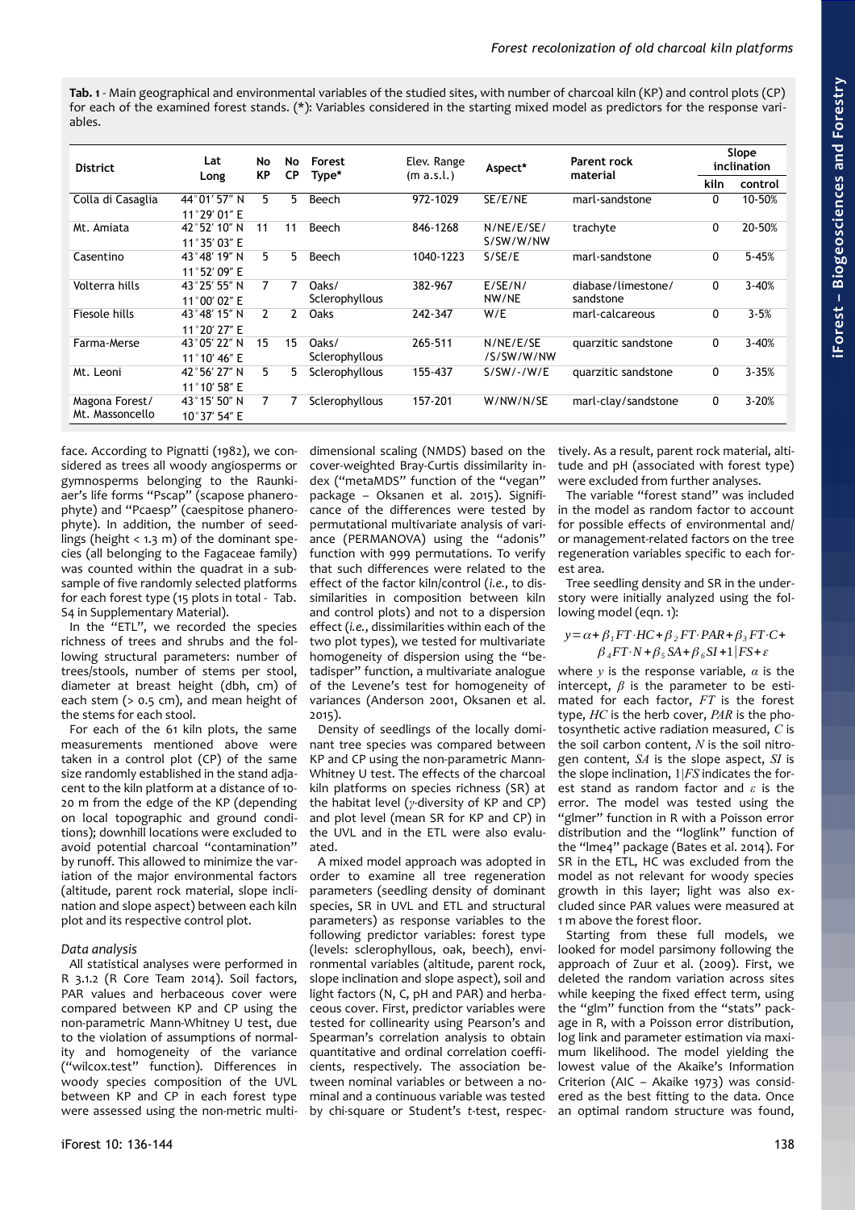**Tab. 1** - Main geographical and environmental variables of the studied sites, with number of charcoal kiln (KP) and control plots (CP) for each of the examined forest stands. (*): Variables considered in the starting mixed model as predictors for the response variables.

| District | Lat Long | No KP | No CP | Forest Type* | Elev. Range (m a.s.l.) | Aspect* | Parent rock material | Slope inclination | |
|---|---|---|---|---|---|---|---|---|---|
| | | | | | | | | kiln | control |
| Colla di Casaglia | 44°01' 57" N 11°29' 01" E | 5 | 5 | Beech | 972-1029 | SE/E/NE | marl-sandstone | 0 | 10-50% |
| Mt. Amiata | 42°52' 10" N 11°35' 03" E | 11 | 11 | Beech | 846-1268 | N/NE/E/SE/ S/SW/W/NW | trachyte | 0 | 20-50% |
| Casentino | 43°48' 19" N 11°52' 09" E | 5 | 5 | Beech | 1040-1223 | S/SE/E | marl-sandstone | 0 | 5-45% |
| Volterra hills | 43°25' 55" N 11°00' 02" E | 7 | 7 | Oaks/ Sclerophyllous | 382-967 | E/SE/N/ NW/NE | diabase/limestone/ sandstone | 0 | 3-40% |
| Fiesole hills | 43°48' 15" N 11°20' 27" E | 2 | 2 | Oaks | 242-347 | W/E | marl-calcareous | 0 | 3-5% |
| Farma-Merse | 43°05' 22" N 11°10' 46" E | 15 | 15 | Oaks/ Sclerophyllous | 265-511 | N/NE/E/SE /S/SW/W/NW | quarzitic sandstone | 0 | 3-40% |
| Mt. Leoni | 42°56' 27" N 11°10' 58" E | 5 | 5 | Sclerophyllous | 155-437 | S/SW/-/W/E | quarzitic sandstone | 0 | 3-35% |
| Magona Forest/ Mt. Massoncello | 43°15' 50" N 10°37' 54" E | 7 | 7 | Sclerophyllous | 157-201 | W/NW/N/SE | marl-clay/sandstone | 0 | 3-20% |

face. According to Pignatti (1982), we considered as trees all woody angiosperms or gymnosperms belonging to the Raunkiaer's life forms "Pscap" (scapose phanerophyte) and "Pcaesp" (caespitose phanerophyte). In addition, the number of seedlings (height < 1.3 m) of the dominant species (all belonging to the Fagaceae family) was counted within the quadrat in a subsample of five randomly selected platforms for each forest type (15 plots in total - Tab. S4 in Supplementary Material).

In the "ETL", we recorded the species richness of trees and shrubs and the following structural parameters: number of trees/stools, number of stems per stool, diameter at breast height (dbh, cm) of each stem (> 0.5 cm), and mean height of the stems for each stool.

For each of the 61 kiln plots, the same measurements mentioned above were taken in a control plot (CP) of the same size randomly established in the stand adjacent to the kiln platform at a distance of 10-20 m from the edge of the KP (depending on local topographic and ground conditions); downhill locations were excluded to avoid potential charcoal "contamination" by runoff. This allowed to minimize the variation of the major environmental factors (altitude, parent rock material, slope inclination and slope aspect) between each kiln plot and its respective control plot.

### Data analysis

All statistical analyses were performed in R 3.1.2 (R Core Team 2014). Soil factors, PAR values and herbaceous cover were compared between KP and CP using the non-parametric Mann-Whitney U test, due to the violation of assumptions of normality and homogeneity of the variance ("wilcox.test" function). Differences in woody species composition of the UVL between KP and CP in each forest type were assessed using the non-metric multidimensional scaling (NMDS) based on the cover-weighted Bray-Curtis dissimilarity index ("metaMDS" function of the "vegan" package – Oksanen et al. 2015). Significance of the differences were tested by permutational multivariate analysis of variance (PERMANOVA) using the "adonis" function with 999 permutations. To verify that such differences were related to the effect of the factor kiln/control (*i.e.*, to dissimilarities in composition between kiln and control plots) and not to a dispersion effect (*i.e.*, dissimilarities within each of the two plot types), we tested for multivariate homogeneity of dispersion using the "betadisper" function, a multivariate analogue of the Levene's test for homogeneity of variances (Anderson 2001, Oksanen et al. 2015).

Density of seedlings of the locally dominant tree species was compared between KP and CP using the non-parametric Mann-Whitney U test. The effects of the charcoal kiln platforms on species richness (SR) at the habitat level ($\gamma$-diversity of KP and CP) and plot level (mean SR for KP and CP) in the UVL and in the ETL were also evaluated.

A mixed model approach was adopted in order to examine all tree regeneration parameters (seedling density of dominant species, SR in UVL and ETL and structural parameters) as response variables to the following predictor variables: forest type (levels: sclerophyllous, oak, beech), environmental variables (altitude, parent rock, slope inclination and slope aspect), soil and light factors (N, C, pH and PAR) and herbaceous cover. First, predictor variables were tested for collinearity using Pearson's and Spearman's correlation analysis to obtain quantitative and ordinal correlation coefficients, respectively. The association between nominal variables or between a nominal and a continuous variable was tested by chi-square or Student's *t*-test, respectively. As a result, parent rock material, altitude and pH (associated with forest type) were excluded from further analyses.

The variable "forest stand" was included in the model as random factor to account for possible effects of environmental and/or management-related factors on the tree regeneration variables specific to each forest area.

Tree seedling density and SR in the understory were initially analyzed using the following model (eqn. 1):

$$y = \alpha + \beta_1 FT \cdot HC + \beta_2 FT \cdot PAR + \beta_3 FT \cdot C + \beta_4 FT \cdot N + \beta_5 SA + \beta_6 SI + 1|FS + \varepsilon$$

where $y$ is the response variable, $\alpha$ is the intercept, $\beta$ is the parameter to be estimated for each factor, $FT$ is the forest type, $HC$ is the herb cover, $PAR$ is the photosynthetic active radiation measured, $C$ is the soil carbon content, $N$ is the soil nitrogen content, $SA$ is the slope aspect, $SI$ is the slope inclination, $1|FS$ indicates the forest stand as random factor and $\varepsilon$ is the error. The model was tested using the "glmer" function in R with a Poisson error distribution and the "loglink" function of the "lme4" package (Bates et al. 2014). For SR in the ETL, HC was excluded from the model as not relevant for woody species growth in this layer; light was also excluded since PAR values were measured at 1 m above the forest floor.

Starting from these full models, we looked for model parsimony following the approach of Zuur et al. (2009). First, we deleted the random variation across sites while keeping the fixed effect term, using the "glm" function from the "stats" package in R, with a Poisson error distribution, log link and parameter estimation via maximum likelihood. The model yielding the lowest value of the Akaike's Information Criterion (AIC – Akaike 1973) was considered as the best fitting to the data. Once an optimal random structure was found,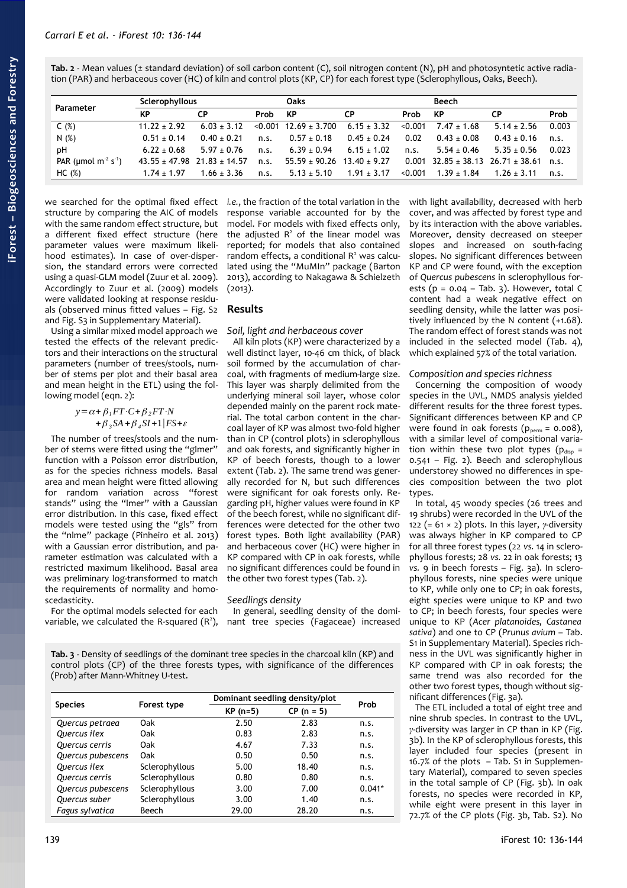**Tab. 2** - Mean values (± standard deviation) of soil carbon content (C), soil nitrogen content (N), pH and photosyntetic active radiation (PAR) and herbaceous cover (HC) of kiln and control plots (KP, CP) for each forest type (Sclerophyllous, Oaks, Beech).

| Parameter | Sclerophyllous | | | Oaks | | | Beech | | |
|---|---|---|---|---|---|---|---|---|---|
| | KP | CP | Prob | KP | CP | Prob | KP | CP | Prob |
| C (%) | 11.22 ± 2.92 | 6.03 ± 3.12 | <0.001 | 12.69 ± 3.700 | 6.15 ± 3.32 | <0.001 | 7.47 ± 1.68 | 5.14 ± 2.56 | 0.003 |
| N (%) | 0.51 ± 0.14 | 0.40 ± 0.21 | n.s. | 0.57 ± 0.18 | 0.45 ± 0.24 | 0.02 | 0.43 ± 0.08 | 0.43 ± 0.16 | n.s. |
| pH | 6.22 ± 0.68 | 5.97 ± 0.76 | n.s. | 6.39 ± 0.94 | 6.15 ± 1.02 | n.s. | 5.54 ± 0.46 | 5.35 ± 0.56 | 0.023 |
| PAR (μmol $m^{-2}$ $s^{-1}$) | 43.55 ± 47.98 | 21.83 ± 14.57 | n.s. | 55.59 ± 90.26 | 13.40 ± 9.27 | 0.001 | 32.85 ± 38.13 | 26.71 ± 38.61 | n.s. |
| HC (%) | 1.74 ± 1.97 | 1.66 ± 3.36 | n.s. | 5.13 ± 5.10 | 1.91 ± 3.17 | <0.001 | 1.39 ± 1.84 | 1.26 ± 3.11 | n.s. |

we searched for the optimal fixed effect structure by comparing the AIC of models with the same random effect structure, but a different fixed effect structure (here parameter values were maximum likelihood estimates). In case of over-dispersion, the standard errors were corrected using a quasi-GLM model (Zuur et al. 2009). Accordingly to Zuur et al. (2009) models were validated looking at response residuals (observed minus fitted values – Fig. S2 and Fig. S3 in Supplementary Material).

Using a similar mixed model approach we tested the effects of the relevant predictors and their interactions on the structural parameters (number of trees/stools, number of stems per plot and their basal area and mean height in the ETL) using the following model (eqn. 2):

$$y = \alpha + \beta_1 FT \cdot C + \beta_2 FT \cdot N + \beta_3 SA + \beta_4 SI + 1|FS + \varepsilon$$

The number of trees/stools and the number of stems were fitted using the "glmer" function with a Poisson error distribution, as for the species richness models. Basal area and mean height were fitted allowing for random variation across "forest stands" using the "lmer" with a Gaussian error distribution. In this case, fixed effect models were tested using the "gls" from the "nlme" package (Pinheiro et al. 2013) with a Gaussian error distribution, and parameter estimation was calculated with a restricted maximum likelihood. Basal area was preliminary log-transformed to match the requirements of normality and homoscedasticity.

For the optimal models selected for each variable, we calculated the R-squared ($R^2$), *i.e.*, the fraction of the total variation in the response variable accounted for by the model. For models with fixed effects only, the adjusted $R^2$ of the linear model was reported; for models that also contained random effects, a conditional $R^2$ was calculated using the "MuMIn" package (Barton 2013), according to Nakagawa & Schielzeth (2013).

## Results

### Soil, light and herbaceous cover

All kiln plots (KP) were characterized by a well distinct layer, 10-46 cm thick, of black soil formed by the accumulation of charcoal, with fragments of medium-large size. This layer was sharply delimited from the underlying mineral soil layer, whose color depended mainly on the parent rock material. The total carbon content in the charcoal layer of KP was almost two-fold higher than in CP (control plots) in sclerophyllous and oak forests, and significantly higher in KP of beech forests, though to a lower extent (Tab. 2). The same trend was generally recorded for N, but such differences were significant for oak forests only. Regarding pH, higher values were found in KP of the beech forest, while no significant differences were detected for the other two forest types. Both light availability (PAR) and herbaceous cover (HC) were higher in KP compared with CP in oak forests, while no significant differences could be found in the other two forest types (Tab. 2).

### Seedlings density

In general, seedling density of the dominant tree species (Fagaceae) increased with light availability, decreased with herb cover, and was affected by forest type and by its interaction with the above variables. Moreover, density decreased on steeper slopes and increased on south-facing slopes. No significant differences between KP and CP were found, with the exception of *Quercus pubescens* in sclerophyllous forests (p = 0.04 – Tab. 3). However, total C content had a weak negative effect on seedling density, while the latter was positively influenced by the N content (+1.68). The random effect of forest stands was not included in the selected model (Tab. 4), which explained 57% of the total variation.

**Tab. 3** - Density of seedlings of the dominant tree species in the charcoal kiln (KP) and control plots (CP) of the three forests types, with significance of the differences (Prob) after Mann-Whitney U-test.

| Species | Forest type | Dominant seedling density/plot | | Prob |
|---|---|---|---|---|
| | | KP (n=5) | CP (n = 5) | |
| *Quercus petraea* | Oak | 2.50 | 2.83 | n.s. |
| *Quercus ilex* | Oak | 0.83 | 2.83 | n.s. |
| *Quercus cerris* | Oak | 4.67 | 7.33 | n.s. |
| *Quercus pubescens* | Oak | 0.50 | 0.50 | n.s. |
| *Quercus ilex* | Sclerophyllous | 5.00 | 18.40 | n.s. |
| *Quercus cerris* | Sclerophyllous | 0.80 | 0.80 | n.s. |
| *Quercus pubescens* | Sclerophyllous | 3.00 | 7.00 | 0.041* |
| *Quercus suber* | Sclerophyllous | 3.00 | 1.40 | n.s. |
| *Fagus sylvatica* | Beech | 29.00 | 28.20 | n.s. |

### Composition and species richness

Concerning the composition of woody species in the UVL, NMDS analysis yielded different results for the three forest types. Significant differences between KP and CP were found in oak forests ($p_{perm}$ = 0.008), with a similar level of compositional variation within these two plot types ($p_{disp}$ = 0.541 – Fig. 2). Beech and sclerophyllous understorey showed no differences in species composition between the two plot types.

In total, 45 woody species (26 trees and 19 shrubs) were recorded in the UVL of the 122 (= 61 × 2) plots. In this layer, $\gamma$-diversity was always higher in KP compared to CP for all three forest types (22 *vs.* 14 in sclerophyllous forests; 28 *vs.* 22 in oak forests; 13 *vs.* 9 in beech forests – Fig. 3a). In sclerophyllous forests, nine species were unique to KP, while only one to CP; in oak forests, eight species were unique to KP and two to CP; in beech forests, four species were unique to KP (*Acer platanoides, Castanea sativa*) and one to CP (*Prunus avium* – Tab. S1 in Supplementary Material). Species richness in the UVL was significantly higher in KP compared with CP in oak forests; the same trend was also recorded for the other two forest types, though without significant differences (Fig. 3a).

The ETL included a total of eight tree and nine shrub species. In contrast to the UVL, $\gamma$-diversity was larger in CP than in KP (Fig. 3b). In the KP of sclerophyllous forests, this layer included four species (present in 16.7% of the plots – Tab. S1 in Supplementary Material), compared to seven species in the total sample of CP (Fig. 3b). In oak forests, no species were recorded in KP, while eight were present in this layer in 72.7% of the CP plots (Fig. 3b, Tab. S2). No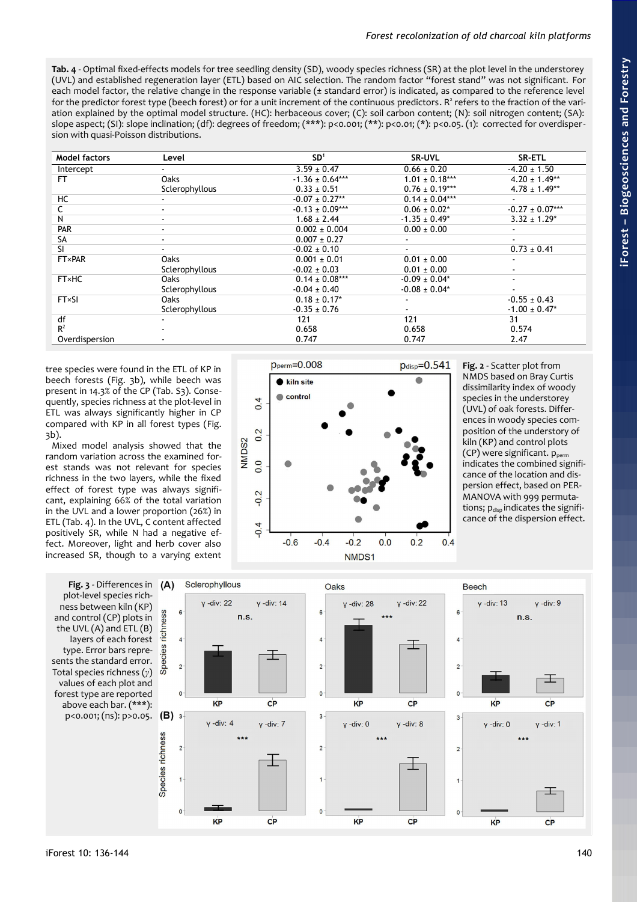**Tab. 4** - Optimal fixed-effects models for tree seedling density (SD), woody species richness (SR) at the plot level in the understorey (UVL) and established regeneration layer (ETL) based on AIC selection. The random factor "forest stand" was not significant. For each model factor, the relative change in the response variable (± standard error) is indicated, as compared to the reference level for the predictor forest type (beech forest) or for a unit increment of the continuous predictors. $R^2$ refers to the fraction of the variation explained by the optimal model structure. (HC): herbaceous cover; (C): soil carbon content; (N): soil nitrogen content; (SA): slope aspect; (SI): slope inclination; (df): degrees of freedom; (***): p<0.001; (**): p<0.01; (*): p<0.05. (1): corrected for overdispersion with quasi-Poisson distributions.

| Model factors | Level | SD[1] | SR-UVL | SR-ETL |
|---|---|---|---|---|
| Intercept | - | 3.59 ± 0.47 | 0.66 ± 0.20 | -4.20 ± 1.50 |
| FT | Oaks | -1.36 ± 0.64*** | 1.01 ± 0.18*** | 4.20 ± 1.49** |
| | Sclerophyllous | 0.33 ± 0.51 | 0.76 ± 0.19*** | 4.78 ± 1.49** |
| HC | - | -0.07 ± 0.27** | 0.14 ± 0.04*** | - |
| C | - | -0.13 ± 0.09*** | 0.06 ± 0.02* | -0.27 ± 0.07*** |
| N | - | 1.68 ± 2.44 | -1.35 ± 0.49* | 3.32 ± 1.29* |
| PAR | - | 0.002 ± 0.004 | 0.00 ± 0.00 | - |
| SA | - | 0.007 ± 0.27 | - | - |
| SI | - | -0.02 ± 0.10 | - | 0.73 ± 0.41 |
| FT×PAR | Oaks | 0.001 ± 0.01 | 0.01 ± 0.00 | - |
| | Sclerophyllous | -0.02 ± 0.03 | 0.01 ± 0.00 | - |
| FT×HC | Oaks | 0.14 ± 0.08*** | -0.09 ± 0.04* | - |
| | Sclerophyllous | -0.04 ± 0.40 | -0.08 ± 0.04* | - |
| FT×SI | Oaks | 0.18 ± 0.17* | - | -0.55 ± 0.43 |
| | Sclerophyllous | -0.35 ± 0.76 | - | -1.00 ± 0.47* |
| df | - | 121 | 121 | 31 |
| $R^2$ | - | 0.658 | 0.658 | 0.574 |
| Overdispersion | - | 0.747 | 0.747 | 2.47 |

tree species were found in the ETL of KP in beech forests (Fig. 3b), while beech was present in 14.3% of the CP (Tab. S3). Consequently, species richness at the plot-level in ETL was always significantly higher in CP compared with KP in all forest types (Fig. 3b).

Mixed model analysis showed that the random variation across the examined forest stands was not relevant for species richness in the two layers, while the fixed effect of forest type was always significant, explaining 66% of the total variation in the UVL and a lower proportion (26%) in ETL (Tab. 4). In the UVL, C content affected positively SR, while N had a negative effect. Moreover, light and herb cover also increased SR, though to a varying extent

**Fig. 2** - Scatter plot from NMDS based on Bray Curtis dissimilarity index of woody species in the understorey (UVL) of oak forests. Differences in woody species composition of the understorey of kiln (KP) and control plots (CP) were significant. $p_{perm}$ indicates the combined significance of the location and dispersion effect, based on PERMANOVA with 999 permutations; $p_{disp}$ indicates the significance of the dispersion effect.

**Fig. 3** - Differences in plot-level species richness between kiln (KP) and control (CP) plots in the UVL (A) and ETL (B) layers of each forest type. Error bars represents the standard error. Total species richness ($\gamma$) values of each plot and forest type are reported above each bar. (***): p<0.001; (ns): p>0.05.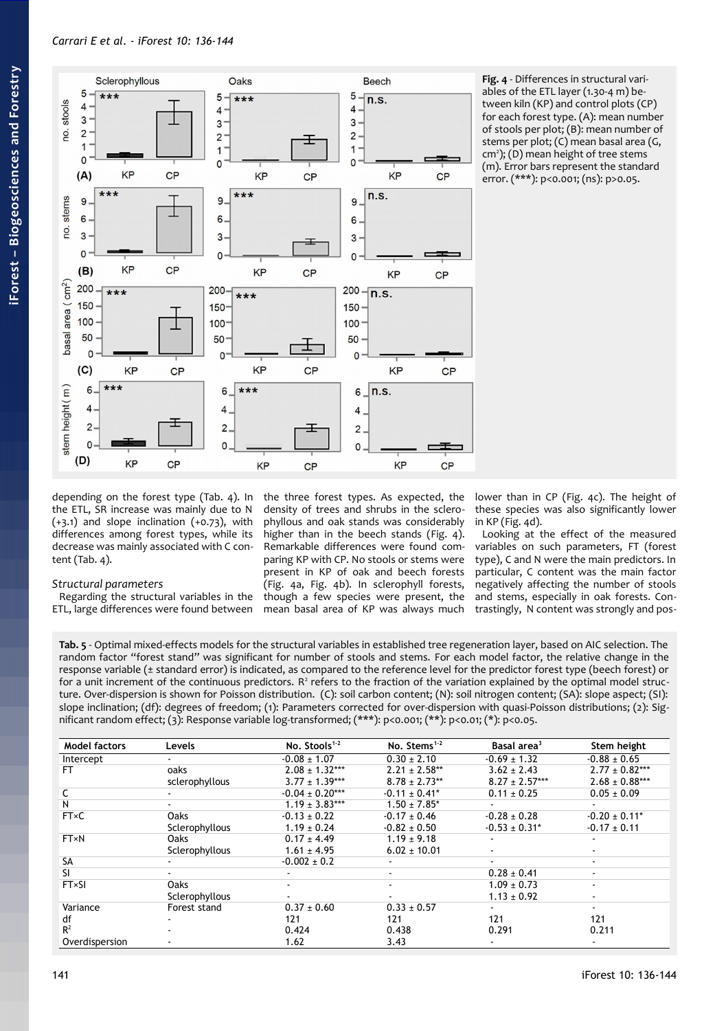Fig. 4 - Differences in structural variables of the ETL layer (1.30-4 m) between kiln (KP) and control plots (CP) for each forest type. (A): mean number of stools per plot; (B): mean number of stems per plot; (C) mean basal area (G, cm²); (D) mean height of tree stems (m). Error bars represent the standard error. (***): p<0.001; (ns): p>0.05.

depending on the forest type (Tab. 4). In the ETL, SR increase was mainly due to N (+3.1) and slope inclination (+0.73), with differences among forest types, while its decrease was mainly associated with C content (Tab. 4).

### Structural parameters

Regarding the structural variables in the ETL, large differences were found between the three forest types. As expected, the density of trees and shrubs in the sclerophyllous and oak stands was considerably higher than in the beech stands (Fig. 4). Remarkable differences were found comparing KP with CP. No stools or stems were present in KP of oak and beech forests (Fig. 4a, Fig. 4b). In sclerophyll forests, though a few species were present, the mean basal area of KP was always much lower than in CP (Fig. 4c). The height of these species was also significantly lower in KP (Fig. 4d).

Looking at the effect of the measured variables on such parameters, FT (forest type), C and N were the main predictors. In particular, C content was the main factor negatively affecting the number of stools and stems, especially in oak forests. Contrastingly, N content was strongly and pos-

**Tab. 5** - Optimal mixed-effects models for the structural variables in established tree regeneration layer, based on AIC selection. The random factor "forest stand" was significant for number of stools and stems. For each model factor, the relative change in the response variable (± standard error) is indicated, as compared to the reference level for the predictor forest type (beech forest) or for a unit increment of the continuous predictors. $R^2$ refers to the fraction of the variation explained by the optimal model structure. Over-dispersion is shown for Poisson distribution. (C): soil carbon content; (N): soil nitrogen content; (SA): slope aspect; (SI): slope inclination; (df): degrees of freedom; (1): Parameters corrected for over-dispersion with quasi-Poisson distributions; (2): Significant random effect; (3): Response variable log-transformed; (***): p<0.001; (**): p<0.01; (*): p<0.05.

| Model factors | Levels | No. Stools[1-2] | No. Stems[1-2] | Basal area[3] | Stem height |
|---|---|---|---|---|---|
| Intercept | - | -0.08 ± 1.07 | 0.30 ± 2.10 | -0.69 ± 1.32 | -0.88 ± 0.65 |
| FT | oaks | 2.08 ± 1.32*** | 2.21 ± 2.58** | 3.62 ± 2.43 | 2.77 ± 0.82*** |
| | sclerophyllous | 3.77 ± 1.39*** | 8.78 ± 2.73** | 8.27 ± 2.57*** | 2.68 ± 0.88*** |
| C | - | -0.04 ± 0.20*** | -0.11 ± 0.41* | 0.11 ± 0.25 | 0.05 ± 0.09 |
| N | - | 1.19 ± 3.83*** | 1.50 ± 7.85* | - | - |
| FT×C | Oaks | -0.13 ± 0.22 | -0.17 ± 0.46 | -0.28 ± 0.28 | -0.20 ± 0.11* |
| | Sclerophyllous | 1.19 ± 0.24 | -0.82 ± 0.50 | -0.53 ± 0.31* | -0.17 ± 0.11 |
| FT×N | Oaks | 0.17 ± 4.49 | 1.19 ± 9.18 | - | - |
| | Sclerophyllous | 1.61 ± 4.95 | 6.02 ± 10.01 | - | - |
| SA | - | -0.002 ± 0.2 | - | - | - |
| SI | - | - | - | 0.28 ± 0.41 | - |
| FT×SI | Oaks | - | - | 1.09 ± 0.73 | - |
| | Sclerophyllous | - | - | 1.13 ± 0.92 | - |
| Variance | Forest stand | 0.37 ± 0.60 | 0.33 ± 0.57 | - | - |
| df | - | 121 | 121 | 121 | 121 |
| $R^2$ | - | 0.424 | 0.438 | 0.291 | 0.211 |
| Overdispersion | - | 1.62 | 3.43 | - | - |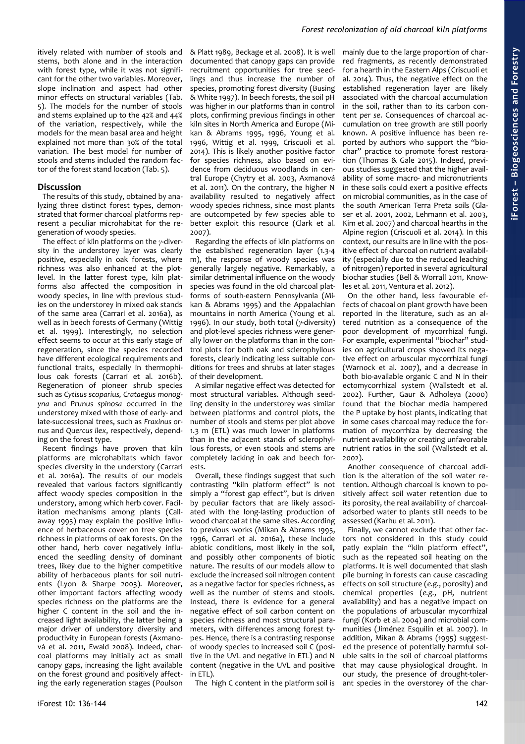itively related with number of stools and stems, both alone and in the interaction with forest type, while it was not significant for the other two variables. Moreover, slope inclination and aspect had other minor effects on structural variables (Tab. 5). The models for the number of stools and stems explained up to the 42% and 44% of the variation, respectively, while the models for the mean basal area and height explained not more than 30% of the total variation. The best model for number of stools and stems included the random factor of the forest stand location (Tab. 5).

## Discussion

The results of this study, obtained by analyzing three distinct forest types, demonstrated that former charcoal platforms represent a peculiar microhabitat for the regeneration of woody species.

The effect of kiln platforms on the $\gamma$-diversity in the understorey layer was clearly positive, especially in oak forests, where richness was also enhanced at the plot-level. In the latter forest type, kiln platforms also affected the composition in woody species, in line with previous studies on the understorey in mixed oak stands of the same area (Carrari et al. 2016a), as well as in beech forests of Germany (Wittig et al. 1999). Interestingly, no selection effect seems to occur at this early stage of regeneration, since the species recorded have different ecological requirements and functional traits, especially in thermophilous oak forests (Carrari et al. 2016b). Regeneration of pioneer shrub species such as *Cytisus scoparius, Crataegus monogyna* and *Prunus spinosa* occurred in the understorey mixed with those of early- and late-successional trees, such as *Fraxinus ornus* and *Quercus ilex*, respectively, depending on the forest type.

Recent findings have proven that kiln platforms are microhabitats which favor species diversity in the understory (Carrari et al. 2016a). The results of our models revealed that various factors significantly affect woody species composition in the understory, among which herb cover. Facilitation mechanisms among plants (Callaway 1995) may explain the positive influence of herbaceous cover on tree species richness in platforms of oak forests. On the other hand, herb cover negatively influenced the seedling density of dominant trees, likey due to the higher competitive ability of herbaceous plants for soil nutrients (Lyon & Sharpe 2003). Moreover, other important factors affecting woody species richness on the platforms are the higher C content in the soil and the increased light availability, the latter being a major driver of understory diversity and productivity in European forests (Axmanová et al. 2011, Ewald 2008). Indeed, charcoal platforms may initially act as small canopy gaps, increasing the light available on the forest ground and positively affecting the early regeneration stages (Poulson & Platt 1989, Beckage et al. 2008). It is well documented that canopy gaps can provide recruitment opportunities for tree seedlings and thus increase the number of species, promoting forest diversity (Busing & White 1997). In beech forests, the soil pH was higher in our platforms than in control plots, confirming previous findings in other kiln sites in North America and Europe (Mikan & Abrams 1995, 1996, Young et al. 1996, Wittig et al. 1999, Criscuoli et al. 2014). This is likely another positive factor for species richness, also based on evidence from deciduous woodlands in central Europe (Chytry et al. 2003, Axmanová et al. 2011). On the contrary, the higher N availability resulted to negatively affect woody species richness, since most plants are outcompeted by few species able to better exploit this resource (Clark et al. 2007).

Regarding the effects of kiln platforms on the established regeneration layer (1.3-4 m), the response of woody species was generally largely negative. Remarkably, a similar detrimental influence on the woody species was found in the old charcoal platforms of south-eastern Pennsylvania (Mikan & Abrams 1995) and the Appalachian mountains in north America (Young et al. 1996). In our study, both total ($\gamma$-diversity) and plot-level species richness were generally lower on the platforms than in the control plots for both oak and sclerophyllous forests, clearly indicating less suitable conditions for trees and shrubs at later stages of their development.

A similar negative effect was detected for most structural variables. Although seedling density in the understorey was similar between platforms and control plots, the number of stools and stems per plot above 1.3 m (ETL) was much lower in platforms than in the adjacent stands of sclerophyllous forests, or even stools and stems are completely lacking in oak and beech forests.

Overall, these findings suggest that such contrasting "kiln platform effect" is not simply a "forest gap effect", but is driven by peculiar factors that are likely associated with the long-lasting production of wood charcoal at the same sites. According to previous works (Mikan & Abrams 1995, 1996, Carrari et al. 2016a), these include abiotic conditions, most likely in the soil, and possibly other components of biotic nature. The results of our models allow to exclude the increased soil nitrogen content as a negative factor for species richness, as well as the number of stems and stools. Instead, there is evidence for a general negative effect of soil carbon content on species richness and most structural parameters, with differences among forest types. Hence, there is a contrasting response of woody species to increased soil C (positive in the UVL and negative in ETL) and N content (negative in the UVL and positive in ETL).

The high C content in the platform soil is mainly due to the large proportion of charred fragments, as recently demonstrated for a hearth in the Eastern Alps (Criscuoli et al. 2014). Thus, the negative effect on the established regeneration layer are likely associated with the charcoal accumulation in the soil, rather than to its carbon content *per se*. Consequences of charcoal accumulation on tree growth are still poorly known. A positive influence has been reported by authors who support the "biochar" practice to promote forest restoration (Thomas & Gale 2015). Indeed, previous studies suggested that the higher availability of some macro- and micronutrients in these soils could exert a positive effects on microbial communities, as in the case of the south American Terra Preta soils (Glaser et al. 2001, 2002, Lehmann et al. 2003, Kim et al. 2007) and charcoal hearths in the Alpine region (Criscuoli et al. 2014). In this context, our results are in line with the positive effect of charcoal on nutrient availability (especially due to the reduced leaching of nitrogen) reported in several agricultural biochar studies (Bell & Worrall 2011, Knowles et al. 2011, Ventura et al. 2012).

On the other hand, less favourable effects of chacoal on plant growth have been reported in the literature, such as an altered nutrition as a consequence of the poor development of mycorrhizal fungi. For example, experimental "biochar" studies on agricultural crops showed its negative effect on arbuscular mycorrhizal fungi (Warnock et al. 2007), and a decrease in both bio-available organic C and N in their ectomycorrhizal system (Wallstedt et al. 2002). Further, Gaur & Adholeya (2000) found that the biochar media hampered the P uptake by host plants, indicating that in some cases charcoal may reduce the formation of mycorrhiza by decreasing the nutrient availability or creating unfavorable nutrient ratios in the soil (Wallstedt et al. 2002).

Another consequence of charcoal addition is the alteration of the soil water retention. Although charcoal is known to positively affect soil water retention due to its porosity, the real availability of charcoal-adsorbed water to plants still needs to be assessed (Karhu et al. 2011).

Finally, we cannot exclude that other factors not considered in this study could patly explain the "kiln platform effect", such as the repeated soil heating on the platforms. It is well documented that slash pile burning in forests can cause cascading effects on soil structure (*e.g.*, porosity) and chemical properties (*e.g.*, pH, nutrient availability) and has a negative impact on the populations of arbuscular mycorrhizal fungi (Korb et al. 2004) and microbial communities (Jiménez Esquilín et al. 2007). In addition, Mikan & Abrams (1995) suggested the presence of potentially harmful soluble salts in the soil of charcoal platforms that may cause physiological drought. In our study, the presence of drought-tolerant species in the overstorey of the char-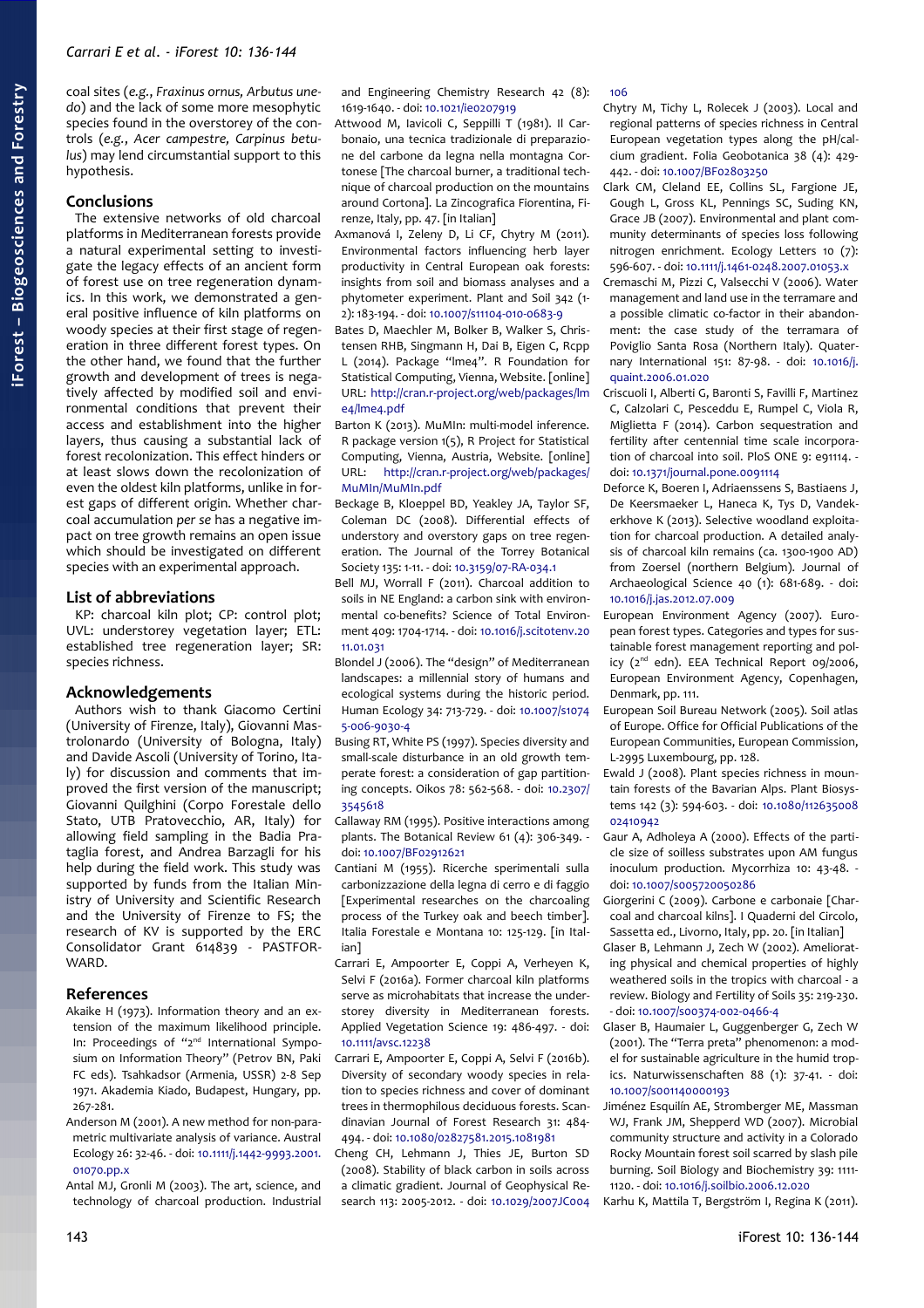coal sites (*e.g.*, *Fraxinus ornus, Arbutus unedo*) and the lack of some more mesophytic species found in the overstorey of the controls (*e.g.*, *Acer campestre, Carpinus betulus*) may lend circumstantial support to this hypothesis.

## Conclusions

The extensive networks of old charcoal platforms in Mediterranean forests provide a natural experimental setting to investigate the legacy effects of an ancient form of forest use on tree regeneration dynamics. In this work, we demonstrated a general positive influence of kiln platforms on woody species at their first stage of regeneration in three different forest types. On the other hand, we found that the further growth and development of trees is negatively affected by modified soil and environmental conditions that prevent their access and establishment into the higher layers, thus causing a substantial lack of forest recolonization. This effect hinders or at least slows down the recolonization of even the oldest kiln platforms, unlike in forest gaps of different origin. Whether charcoal accumulation *per se* has a negative impact on tree growth remains an open issue which should be investigated on different species with an experimental approach.

## List of abbreviations

KP: charcoal kiln plot; CP: control plot; UVL: understorey vegetation layer; ETL: established tree regeneration layer; SR: species richness.

## Acknowledgements

Authors wish to thank Giacomo Certini (University of Firenze, Italy), Giovanni Mastrolonardo (University of Bologna, Italy) and Davide Ascoli (University of Torino, Italy) for discussion and comments that improved the first version of the manuscript; Giovanni Quilghini (Corpo Forestale dello Stato, UTB Pratovecchio, AR, Italy) for allowing field sampling in the Badia Prataglia forest, and Andrea Barzagli for his help during the field work. This study was supported by funds from the Italian Ministry of University and Scientific Research and the University of Firenze to FS; the research of KV is supported by the ERC Consolidator Grant 614839 - PASTFORWARD.

## References

Akaike H (1973). Information theory and an extension of the maximum likelihood principle. In: Proceedings of "2nd International Symposium on Information Theory" (Petrov BN, Paki FC eds). Tsahkadsor (Armenia, USSR) 2-8 Sep 1971. Akademia Kiado, Budapest, Hungary, pp. 267-281.

Anderson M (2001). A new method for non-parametric multivariate analysis of variance. Austral Ecology 26: 32-46. - doi: 10.1111/j.1442-9993.2001.01070.pp.x

Antal MJ, Gronli M (2003). The art, science, and technology of charcoal production. Industrial and Engineering Chemistry Research 42 (8): 1619-1640. - doi: 10.1021/ie0207919

Attwood M, Iavicoli C, Seppilli T (1981). Il Carbonaio, una tecnica tradizionale di preparazione del carbone da legna nella montagna Cortonese [The charcoal burner, a traditional technique of charcoal production on the mountains around Cortona]. La Zincografica Fiorentina, Firenze, Italy, pp. 47. [in Italian]

Axmanová I, Zeleny D, Li CF, Chytry M (2011). Environmental factors influencing herb layer productivity in Central European oak forests: insights from soil and biomass analyses and a phytometer experiment. Plant and Soil 342 (1-2): 183-194. - doi: 10.1007/s11104-010-0683-9

Bates D, Maechler M, Bolker B, Walker S, Christensen RHB, Singmann H, Dai B, Eigen C, Rcpp L (2014). Package "lme4". R Foundation for Statistical Computing, Vienna, Website. [online] URL: http://cran.r-project.org/web/packages/lme4/lme4.pdf

Barton K (2013). MuMIn: multi-model inference. R package version 1(5), R Project for Statistical Computing, Vienna, Austria, Website. [online] URL: http://cran.r-project.org/web/packages/MuMIn/MuMIn.pdf

Beckage B, Kloeppel BD, Yeakley JA, Taylor SF, Coleman DC (2008). Differential effects of understory and overstory gaps on tree regeneration. The Journal of the Torrey Botanical Society 135: 1-11. - doi: 10.3159/07-RA-034.1

Bell MJ, Worrall F (2011). Charcoal addition to soils in NE England: a carbon sink with environmental co-benefits? Science of Total Environment 409: 1704-1714. - doi: 10.1016/j.scitotenv.2011.01.031

Blondel J (2006). The "design" of Mediterranean landscapes: a millennial story of humans and ecological systems during the historic period. Human Ecology 34: 713-729. - doi: 10.1007/s10745-006-9030-4

Busing RT, White PS (1997). Species diversity and small-scale disturbance in an old growth temperate forest: a consideration of gap partitioning concepts. Oikos 78: 562-568. - doi: 10.2307/3545618

Callaway RM (1995). Positive interactions among plants. The Botanical Review 61 (4): 306-349. - doi: 10.1007/BF02912621

Cantiani M (1955). Ricerche sperimentali sulla carbonizzazione della legna di cerro e di faggio [Experimental researches on the charcoaling process of the Turkey oak and beech timber]. Italia Forestale e Montana 10: 125-129. [in Italian]

Carrari E, Ampoorter E, Coppi A, Verheyen K, Selvi F (2016a). Former charcoal kiln platforms serve as microhabitats that increase the understorey diversity in Mediterranean forests. Applied Vegetation Science 19: 486-497. - doi: 10.1111/avsc.12238

Carrari E, Ampoorter E, Coppi A, Selvi F (2016b). Diversity of secondary woody species in relation to species richness and cover of dominant trees in thermophilous deciduous forests. Scandinavian Journal of Forest Research 31: 484-494. - doi: 10.1080/02827581.2015.1081981

Cheng CH, Lehmann J, Thies JE, Burton SD (2008). Stability of black carbon in soils across a climatic gradient. Journal of Geophysical Research 113: 2005-2012. - doi: 10.1029/2007JC004106

Chytry M, Tichy L, Rolecek J (2003). Local and regional patterns of species richness in Central European vegetation types along the pH/calcium gradient. Folia Geobotanica 38 (4): 429-442. - doi: 10.1007/BF02803250

Clark CM, Cleland EE, Collins SL, Fargione JE, Gough L, Gross KL, Pennings SC, Suding KN, Grace JB (2007). Environmental and plant community determinants of species loss following nitrogen enrichment. Ecology Letters 10 (7): 596-607. - doi: 10.1111/j.1461-0248.2007.01053.x

Cremaschi M, Pizzi C, Valsecchi V (2006). Water management and land use in the terramare and a possible climatic co-factor in their abandonment: the case study of the terramara of Poviglio Santa Rosa (Northern Italy). Quaternary International 151: 87-98. - doi: 10.1016/j.quaint.2006.01.020

Criscuoli I, Alberti G, Baronti S, Favilli F, Martinez C, Calzolari C, Pesceddu E, Rumpel C, Viola R, Miglietta F (2014). Carbon sequestration and fertility after centennial time scale incorporation of charcoal into soil. PloS ONE 9: e91114. - doi: 10.1371/journal.pone.0091114

Deforce K, Boeren I, Adriaenssens S, Bastiaens J, De Keersmaeker L, Haneca K, Tys D, Vandekerkhove K (2013). Selective woodland exploitation for charcoal production. A detailed analysis of charcoal kiln remains (ca. 1300-1900 AD) from Zoersel (northern Belgium). Journal of Archaeological Science 40 (1): 681-689. - doi: 10.1016/j.jas.2012.07.009

European Environment Agency (2007). European forest types. Categories and types for sustainable forest management reporting and policy (2nd edn). EEA Technical Report 09/2006, European Environment Agency, Copenhagen, Denmark, pp. 111.

European Soil Bureau Network (2005). Soil atlas of Europe. Office for Official Publications of the European Communities, European Commission, L-2995 Luxembourg, pp. 128.

Ewald J (2008). Plant species richness in mountain forests of the Bavarian Alps. Plant Biosystems 142 (3): 594-603. - doi: 10.1080/11263500802410942

Gaur A, Adholeya A (2000). Effects of the particle size of soilless substrates upon AM fungus inoculum production. Mycorrhiza 10: 43-48. - doi: 10.1007/s005720050286

Giorgerini C (2009). Carbone e carbonaie [Charcoal and charcoal kilns]. I Quaderni del Circolo, Sassetta ed., Livorno, Italy, pp. 20. [in Italian]

Glaser B, Lehmann J, Zech W (2002). Ameliorating physical and chemical properties of highly weathered soils in the tropics with charcoal - a review. Biology and Fertility of Soils 35: 219-230. - doi: 10.1007/s00374-002-0466-4

Glaser B, Haumaier L, Guggenberger G, Zech W (2001). The "Terra preta" phenomenon: a model for sustainable agriculture in the humid tropics. Naturwissenschaften 88 (1): 37-41. - doi: 10.1007/s001140000193

Jiménez Esquilín AE, Stromberger ME, Massman WJ, Frank JM, Shepperd WD (2007). Microbial community structure and activity in a Colorado Rocky Mountain forest soil scarred by slash pile burning. Soil Biology and Biochemistry 39: 1111-1120. - doi: 10.1016/j.soilbio.2006.12.020

Karhu K, Mattila T, Bergström I, Regina K (2011).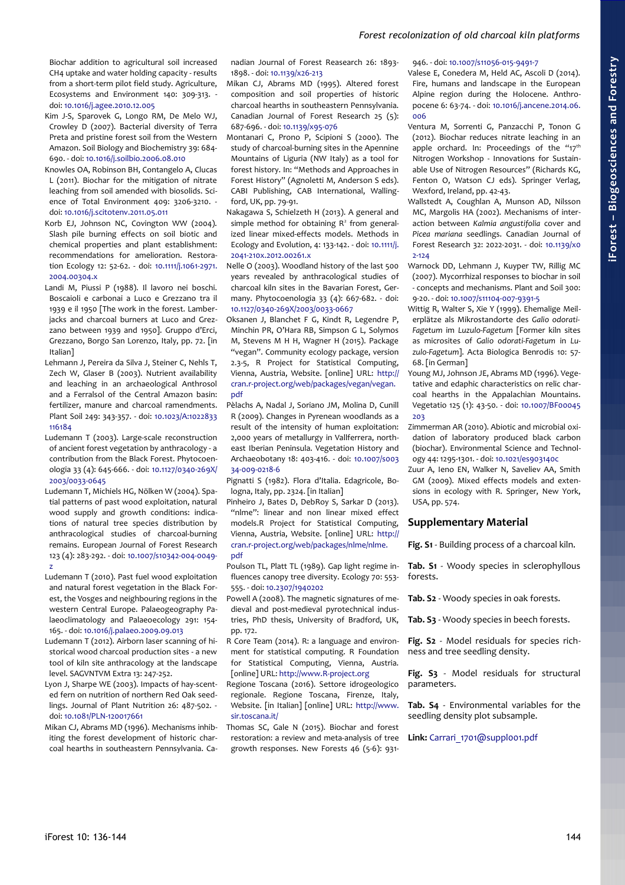Biochar addition to agricultural soil increased CH4 uptake and water holding capacity - results from a short-term pilot field study. Agriculture, Ecosystems and Environment 140: 309-313. - doi: 10.1016/j.agee.2010.12.005

Kim J-S, Sparovek G, Longo RM, De Melo WJ, Crowley D (2007). Bacterial diversity of Terra Preta and pristine forest soil from the Western Amazon. Soil Biology and Biochemistry 39: 684-690. - doi: 10.1016/j.soilbio.2006.08.010

Knowles OA, Robinson BH, Contangelo A, Clucas L (2011). Biochar for the mitigation of nitrate leaching from soil amended with biosolids. Science of Total Environment 409: 3206-3210. - doi: 10.1016/j.scitotenv.2011.05.011

Korb EJ, Johnson NC, Covington WW (2004). Slash pile burning effects on soil biotic and chemical properties and plant establishment: recommendations for amelioration. Restoration Ecology 12: 52-62. - doi: 10.1111/j.1061-2971.2004.00304.x

Landi M, Piussi P (1988). Il lavoro nei boschi. Boscaioli e carbonai a Luco e Grezzano tra il 1939 e il 1950 [The work in the forest. Lumberjacks and charcoal burners at Luco and Grezzano between 1939 and 1950]. Gruppo d'Erci, Grezzano, Borgo San Lorenzo, Italy, pp. 72. [in Italian]

Lehmann J, Pereira da Silva J, Steiner C, Nehls T, Zech W, Glaser B (2003). Nutrient availability and leaching in an archaeological Anthrosol and a Ferralsol of the Central Amazon basin: fertilizer, manure and charcoal ramendments. Plant Soil 249: 343-357. - doi: 10.1023/A:1022833116184

Ludemann T (2003). Large-scale reconstruction of ancient forest vegetation by anthracology - a contribution from the Black Forest. Phytocoenologia 33 (4): 645-666. - doi: 10.1127/0340-269X/2003/0033-0645

Ludemann T, Michiels HG, Nölken W (2004). Spatial patterns of past wood exploitation, natural wood supply and growth conditions: indications of natural tree species distribution by anthracological studies of charcoal-burning remains. European Journal of Forest Research 123 (4): 283-292. - doi: 10.1007/s10342-004-0049-z

Ludemann T (2010). Past fuel wood exploitation and natural forest vegetation in the Black Forest, the Vosges and neighbouring regions in the western Central Europe. Palaeogeography Palaeoclimatology and Palaeoecology 291: 154-165. - doi: 10.1016/j.palaeo.2009.09.013

Ludemann T (2012). Airborn laser scanning of historical wood charcoal production sites - a new tool of kiln site anthracology at the landscape level. SAGVNTVM Extra 13: 247-252.

Lyon J, Sharpe WE (2003). Impacts of hay-scented fern on nutrition of northern Red Oak seedlings. Journal of Plant Nutrition 26: 487-502. - doi: 10.1081/PLN-120017661

Mikan CJ, Abrams MD (1996). Mechanisms inhibiting the forest development of historic charcoal hearths in southeastern Pennsylvania. Canadian Journal of Forest Reasearch 26: 1893-1898. - doi: 10.1139/x26-213

Mikan CJ, Abrams MD (1995). Altered forest composition and soil properties of historic charcoal hearths in southeastern Pennsylvania. Canadian Journal of Forest Research 25 (5): 687-696. - doi: 10.1139/x95-076

Montanari C, Prono P, Scipioni S (2000). The study of charcoal-burning sites in the Apennine Mountains of Liguria (NW Italy) as a tool for forest history. In: "Methods and Approaches in Forest History" (Agnoletti M, Anderson S eds). CABI Publishing, CAB International, Wallingford, UK, pp. 79-91.

Nakagawa S, Schielzeth H (2013). A general and simple method for obtaining $R^2$ from generalized linear mixed-effects models. Methods in Ecology and Evolution, 4: 133-142. - doi: 10.1111/j.2041-210x.2012.00261.x

Nelle O (2003). Woodland history of the last 500 years revealed by anthracological studies of charcoal kiln sites in the Bavarian Forest, Germany. Phytocoenologia 33 (4): 667-682. - doi: 10.1127/0340-269X/2003/0033-0667

Oksanen J, Blanchet F G, Kindt R, Legendre P, Minchin PR, O'Hara RB, Simpson G L, Solymos M, Stevens M H H, Wagner H (2015). Package "vegan". Community ecology package, version 2.3-5, R Project for Statistical Computing, Vienna, Austria, Website. [online] URL: http://cran.r-project.org/web/packages/vegan/vegan.pdf

Pèlachs A, Nadal J, Soriano JM, Molina D, Cunill R (2009). Changes in Pyrenean woodlands as a result of the intensity of human exploitation: 2,000 years of metallurgy in Vallferrera, northeast Iberian Peninsula. Vegetation History and Archaeobotany 18: 403-416. - doi: 10.1007/s00334-009-0218-6

Pignatti S (1982). Flora d'Italia. Edagricole, Bologna, Italy, pp. 2324. [in Italian]

Pinheiro J, Bates D, DebRoy S, Sarkar D (2013). "nlme": linear and non linear mixed effect models.R Project for Statistical Computing, Vienna, Austria, Website. [online] URL: http://cran.r-project.org/web/packages/nlme/nlme.pdf

Poulson TL, Platt TL (1989). Gap light regime influences canopy tree diversity. Ecology 70: 553-555. - doi: 10.2307/1940202

Powell A (2008). The magnetic signatures of medieval and post-medieval pyrotechnical industries, PhD thesis, University of Bradford, UK, pp. 172.

R Core Team (2014). R: a language and environment for statistical computing. R Foundation for Statistical Computing, Vienna, Austria. [online] URL: http://www.R-project.org

Regione Toscana (2016). Settore idrogeologico regionale. Regione Toscana, Firenze, Italy, Website. [in Italian] [online] URL: http://www.sir.toscana.it/

Thomas SC, Gale N (2015). Biochar and forest restoration: a review and meta-analysis of tree growth responses. New Forests 46 (5-6): 931-946. - doi: 10.1007/s11056-015-9491-7

Valese E, Conedera M, Held AC, Ascoli D (2014). Fire, humans and landscape in the European Alpine region during the Holocene. Anthropocene 6: 63-74. - doi: 10.1016/j.ancene.2014.06.006

Ventura M, Sorrenti G, Panzacchi P, Tonon G (2012). Biochar reduces nitrate leaching in an apple orchard. In: Proceedings of the "17th Nitrogen Workshop - Innovations for Sustainable Use of Nitrogen Resources" (Richards KG, Fenton O, Watson CJ eds). Springer Verlag, Wexford, Ireland, pp. 42-43.

Wallstedt A, Coughlan A, Munson AD, Nilsson MC, Margolis HA (2002). Mechanisms of interaction between *Kalmia angustifolia* cover and *Picea mariana* seedlings. Canadian Journal of Forest Research 32: 2022-2031. - doi: 10.1139/x02-124

Warnock DD, Lehmann J, Kuyper TW, Rillig MC (2007). Mycorrhizal responses to biochar in soil - concepts and mechanisms. Plant and Soil 300: 9-20. - doi: 10.1007/s11104-007-9391-5

Wittig R, Walter S, Xie Y (1999). Ehemalige Meilerplätze als Mikrostandorte des *Galio odorati-Fagetum* im *Luzulo-Fagetum* [Former kiln sites as microsites of *Galio odorati-Fagetum* in *Luzulo-Fagetum*]. Acta Biologica Benrodis 10: 57-68. [in German]

Young MJ, Johnson JE, Abrams MD (1996). Vegetative and edaphic characteristics on relic charcoal hearths in the Appalachian Mountains. Vegetatio 125 (1): 43-50. - doi: 10.1007/BF00045203

Zimmerman AR (2010). Abiotic and microbial oxidation of laboratory produced black carbon (biochar). Environmental Science and Technology 44: 1295-1301. - doi: 10.1021/es903140c

Zuur A, Ieno EN, Walker N, Saveliev AA, Smith GM (2009). Mixed effects models and extensions in ecology with R. Springer, New York, USA, pp. 574.

## Supplementary Material

**Fig. S1** - Building process of a charcoal kiln.

**Tab. S1** - Woody species in sclerophyllous forests.

**Tab. S2** - Woody species in oak forests.

**Tab. S3** - Woody species in beech forests.

**Fig. S2** - Model residuals for species richness and tree seedling density.

**Fig. S3** - Model residuals for structural parameters.

**Tab. S4** - Environmental variables for the seedling density plot subsample.

**Link:** Carrari_1701@suppl001.pdf